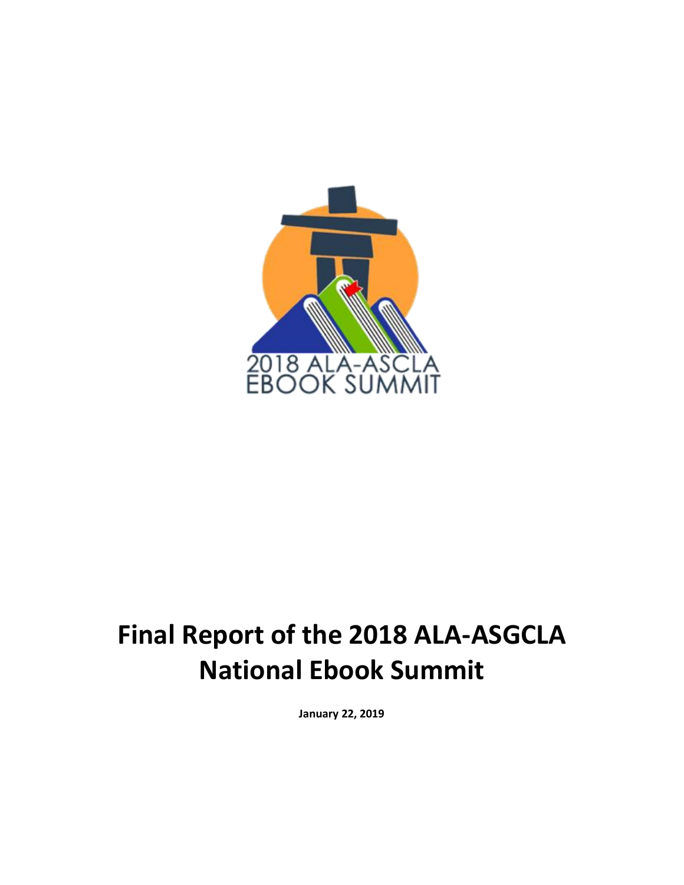2018 ALA-ASCLA
EBOOK SUMMIT

# Final Report of the 2018 ALA-ASGCLA National Ebook Summit

**January 22, 2019**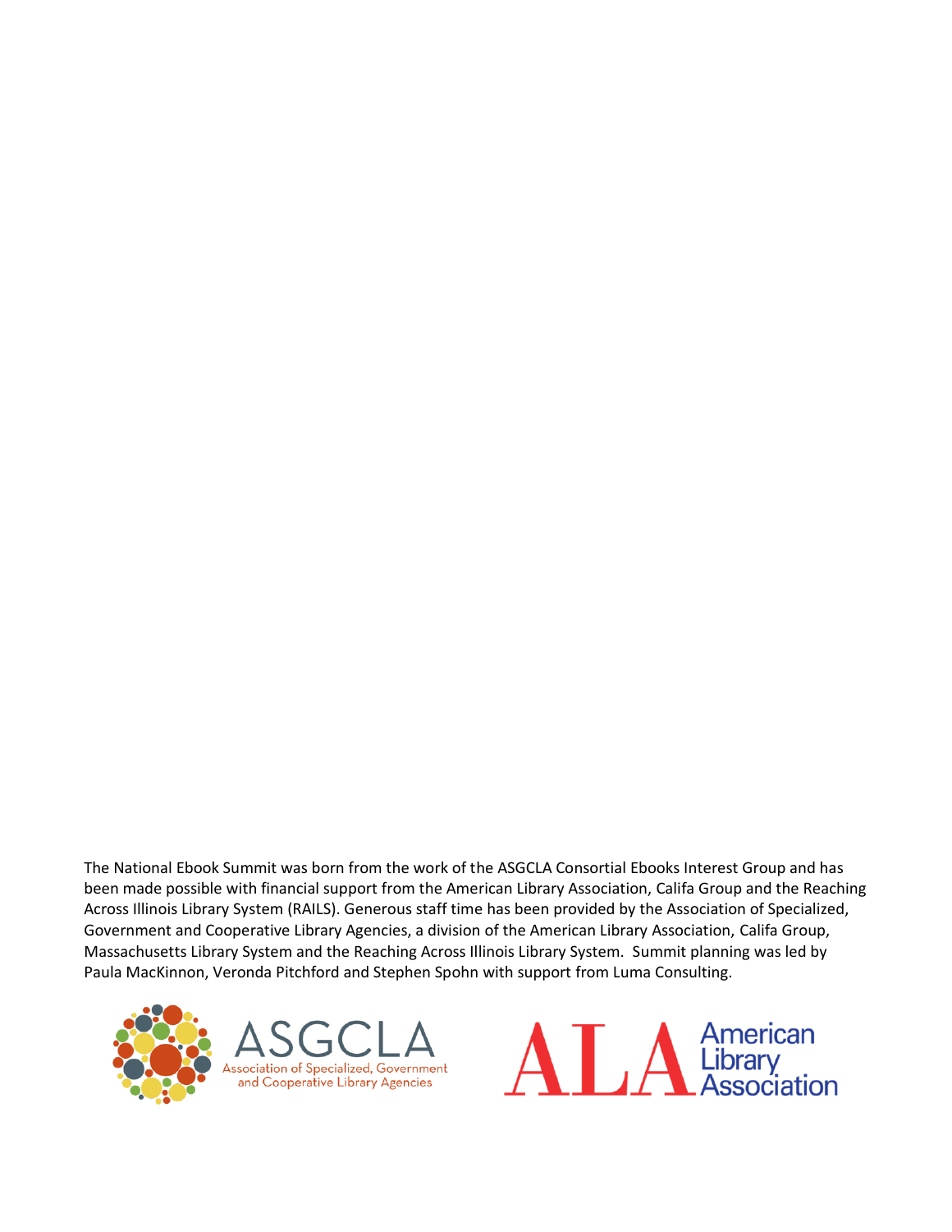The National Ebook Summit was born from the work of the ASGCLA Consortial Ebooks Interest Group and has been made possible with financial support from the American Library Association, Califa Group and the Reaching Across Illinois Library System (RAILS). Generous staff time has been provided by the Association of Specialized, Government and Cooperative Library Agencies, a division of the American Library Association, Califa Group, Massachusetts Library System and the Reaching Across Illinois Library System. Summit planning was led by Paula MacKinnon, Veronda Pitchford and Stephen Spohn with support from Luma Consulting.

ASGCLA Association of Specialized, Government and Cooperative Library Agencies

ALA American Library Association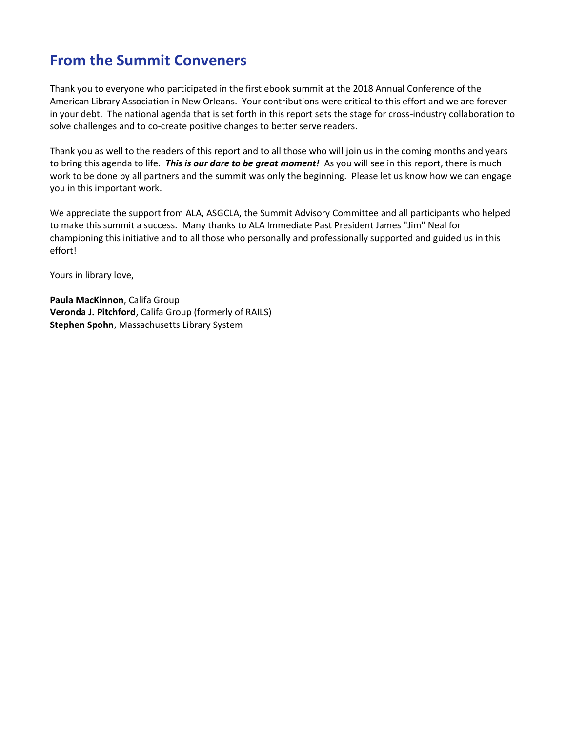## From the Summit Conveners

Thank you to everyone who participated in the first ebook summit at the 2018 Annual Conference of the American Library Association in New Orleans. Your contributions were critical to this effort and we are forever in your debt. The national agenda that is set forth in this report sets the stage for cross-industry collaboration to solve challenges and to co-create positive changes to better serve readers.

Thank you as well to the readers of this report and to all those who will join us in the coming months and years to bring this agenda to life. ***This is our dare to be great moment!*** As you will see in this report, there is much work to be done by all partners and the summit was only the beginning. Please let us know how we can engage you in this important work.

We appreciate the support from ALA, ASGCLA, the Summit Advisory Committee and all participants who helped to make this summit a success. Many thanks to ALA Immediate Past President James "Jim" Neal for championing this initiative and to all those who personally and professionally supported and guided us in this effort!

Yours in library love,

**Paula MacKinnon**, Califa Group
**Veronda J. Pitchford**, Califa Group (formerly of RAILS)
**Stephen Spohn**, Massachusetts Library System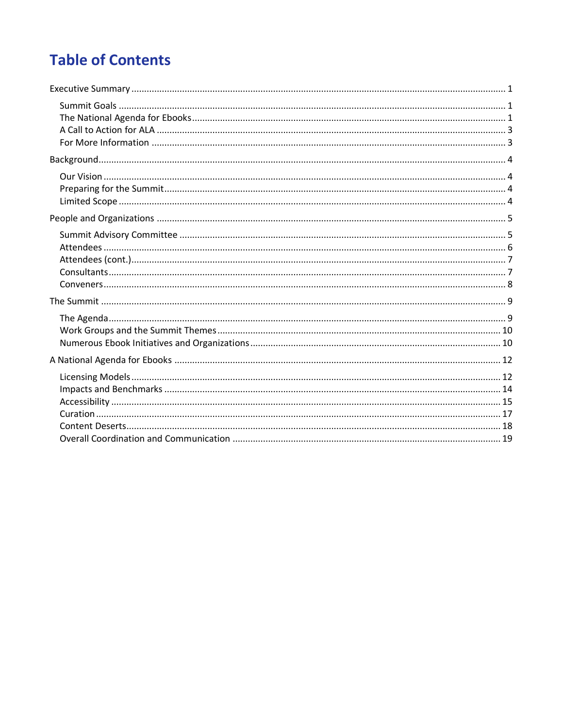# Table of Contents

Executive Summary ........................................................................................................................ 1

- Summit Goals ........................................................................................................................ 1
- The National Agenda for Ebooks ......................................................................................... 1
- A Call to Action for ALA ...................................................................................................... 3
- For More Information .......................................................................................................... 3

Background ..................................................................................................................................... 4

- Our Vision ............................................................................................................................. 4
- Preparing for the Summit ..................................................................................................... 4
- Limited Scope ....................................................................................................................... 4

People and Organizations ............................................................................................................. 5

- Summit Advisory Committee ............................................................................................... 5
- Attendees .............................................................................................................................. 6
- Attendees (cont.) .................................................................................................................. 7
- Consultants ........................................................................................................................... 7
- Conveners ............................................................................................................................. 8

The Summit .................................................................................................................................... 9

- The Agenda ........................................................................................................................... 9
- Work Groups and the Summit Themes ............................................................................. 10
- Numerous Ebook Initiatives and Organizations ................................................................ 10

A National Agenda for Ebooks .................................................................................................... 12

- Licensing Models ................................................................................................................ 12
- Impacts and Benchmarks ................................................................................................... 14
- Accessibility ......................................................................................................................... 15
- Curation ............................................................................................................................... 17
- Content Deserts .................................................................................................................. 18
- Overall Coordination and Communication ....................................................................... 19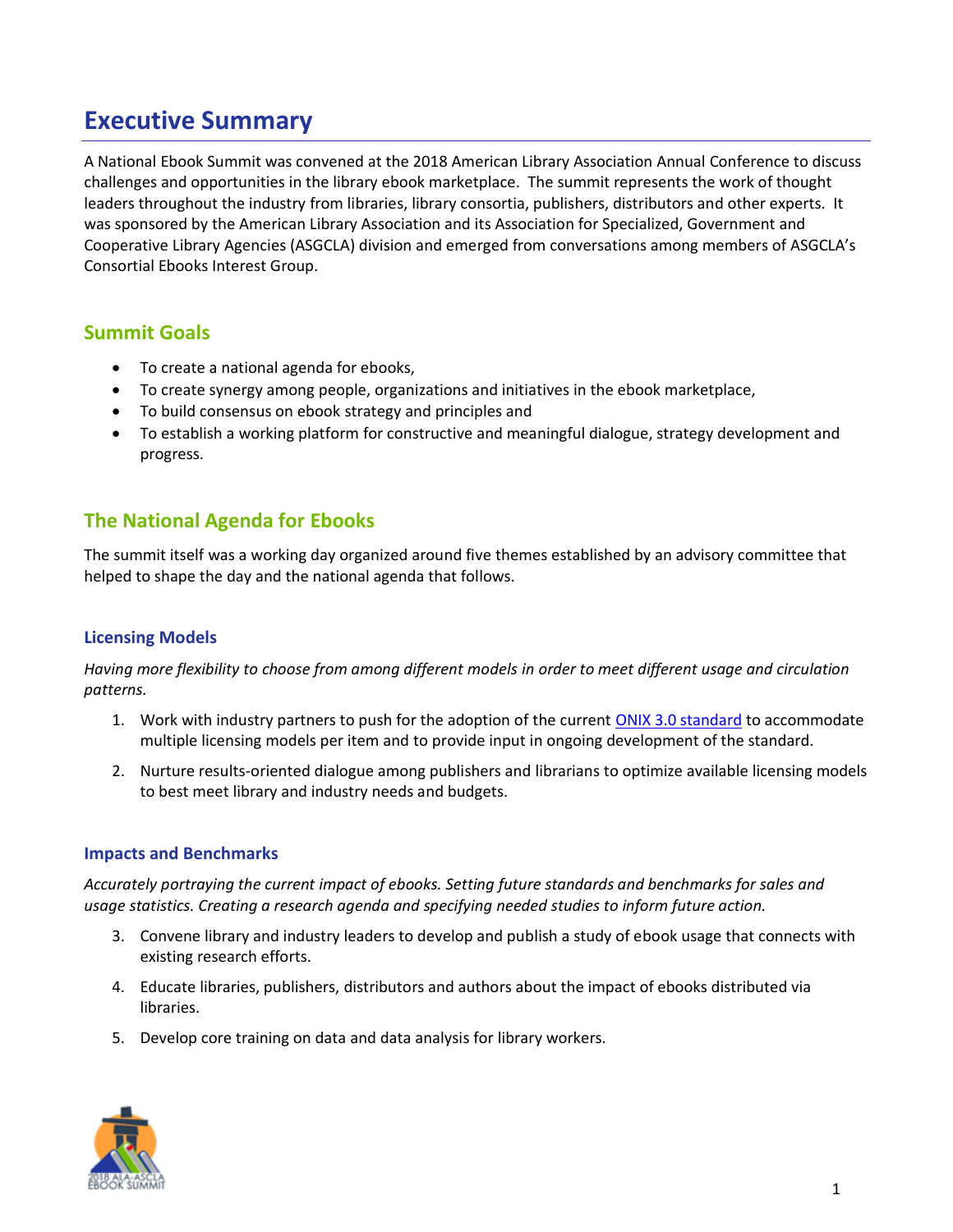# Executive Summary

A National Ebook Summit was convened at the 2018 American Library Association Annual Conference to discuss challenges and opportunities in the library ebook marketplace. The summit represents the work of thought leaders throughout the industry from libraries, library consortia, publishers, distributors and other experts. It was sponsored by the American Library Association and its Association for Specialized, Government and Cooperative Library Agencies (ASGCLA) division and emerged from conversations among members of ASGCLA's Consortial Ebooks Interest Group.

## Summit Goals

- To create a national agenda for ebooks,
- To create synergy among people, organizations and initiatives in the ebook marketplace,
- To build consensus on ebook strategy and principles and
- To establish a working platform for constructive and meaningful dialogue, strategy development and progress.

## The National Agenda for Ebooks

The summit itself was a working day organized around five themes established by an advisory committee that helped to shape the day and the national agenda that follows.

### Licensing Models

*Having more flexibility to choose from among different models in order to meet different usage and circulation patterns.*

1. Work with industry partners to push for the adoption of the current ONIX 3.0 standard to accommodate multiple licensing models per item and to provide input in ongoing development of the standard.
2. Nurture results-oriented dialogue among publishers and librarians to optimize available licensing models to best meet library and industry needs and budgets.

### Impacts and Benchmarks

*Accurately portraying the current impact of ebooks. Setting future standards and benchmarks for sales and usage statistics. Creating a research agenda and specifying needed studies to inform future action.*

3. Convene library and industry leaders to develop and publish a study of ebook usage that connects with existing research efforts.
4. Educate libraries, publishers, distributors and authors about the impact of ebooks distributed via libraries.
5. Develop core training on data and data analysis for library workers.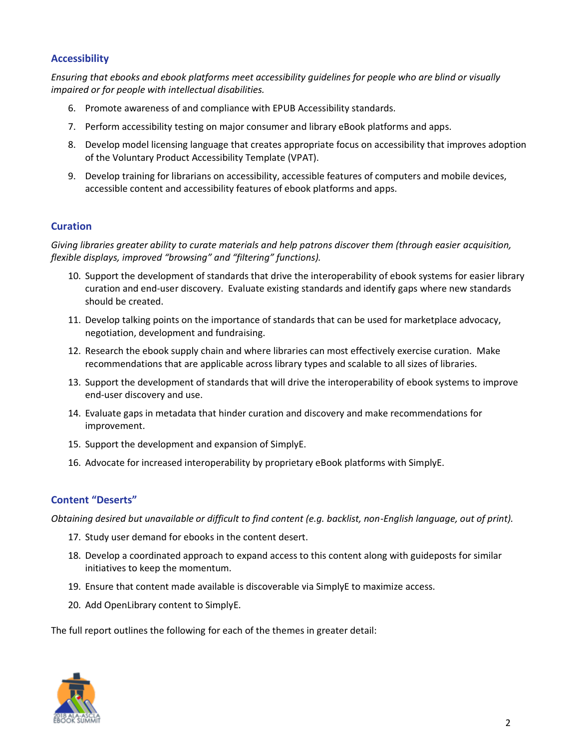### Accessibility

*Ensuring that ebooks and ebook platforms meet accessibility guidelines for people who are blind or visually impaired or for people with intellectual disabilities.*

6. Promote awareness of and compliance with EPUB Accessibility standards.
7. Perform accessibility testing on major consumer and library eBook platforms and apps.
8. Develop model licensing language that creates appropriate focus on accessibility that improves adoption of the Voluntary Product Accessibility Template (VPAT).
9. Develop training for librarians on accessibility, accessible features of computers and mobile devices, accessible content and accessibility features of ebook platforms and apps.

### Curation

*Giving libraries greater ability to curate materials and help patrons discover them (through easier acquisition, flexible displays, improved "browsing" and "filtering" functions).*

10. Support the development of standards that drive the interoperability of ebook systems for easier library curation and end-user discovery. Evaluate existing standards and identify gaps where new standards should be created.
11. Develop talking points on the importance of standards that can be used for marketplace advocacy, negotiation, development and fundraising.
12. Research the ebook supply chain and where libraries can most effectively exercise curation. Make recommendations that are applicable across library types and scalable to all sizes of libraries.
13. Support the development of standards that will drive the interoperability of ebook systems to improve end-user discovery and use.
14. Evaluate gaps in metadata that hinder curation and discovery and make recommendations for improvement.
15. Support the development and expansion of SimplyE.
16. Advocate for increased interoperability by proprietary eBook platforms with SimplyE.

### Content "Deserts"

*Obtaining desired but unavailable or difficult to find content (e.g. backlist, non-English language, out of print).*

17. Study user demand for ebooks in the content desert.
18. Develop a coordinated approach to expand access to this content along with guideposts for similar initiatives to keep the momentum.
19. Ensure that content made available is discoverable via SimplyE to maximize access.
20. Add OpenLibrary content to SimplyE.

The full report outlines the following for each of the themes in greater detail: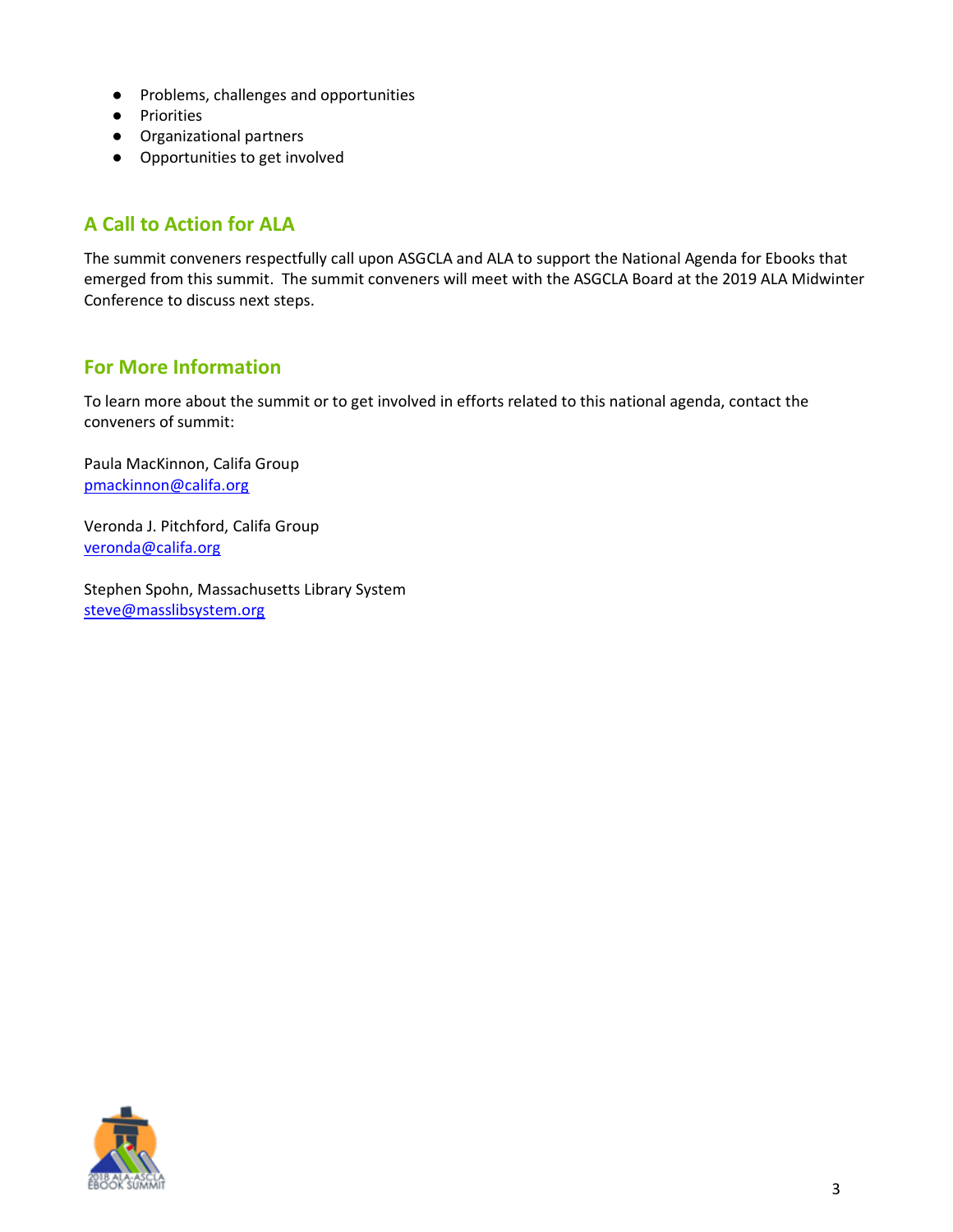- Problems, challenges and opportunities
- Priorities
- Organizational partners
- Opportunities to get involved

## A Call to Action for ALA

The summit conveners respectfully call upon ASGCLA and ALA to support the National Agenda for Ebooks that emerged from this summit. The summit conveners will meet with the ASGCLA Board at the 2019 ALA Midwinter Conference to discuss next steps.

## For More Information

To learn more about the summit or to get involved in efforts related to this national agenda, contact the conveners of summit:

Paula MacKinnon, Califa Group
pmackinnon@califa.org

Veronda J. Pitchford, Califa Group
veronda@califa.org

Stephen Spohn, Massachusetts Library System
steve@masslibsystem.org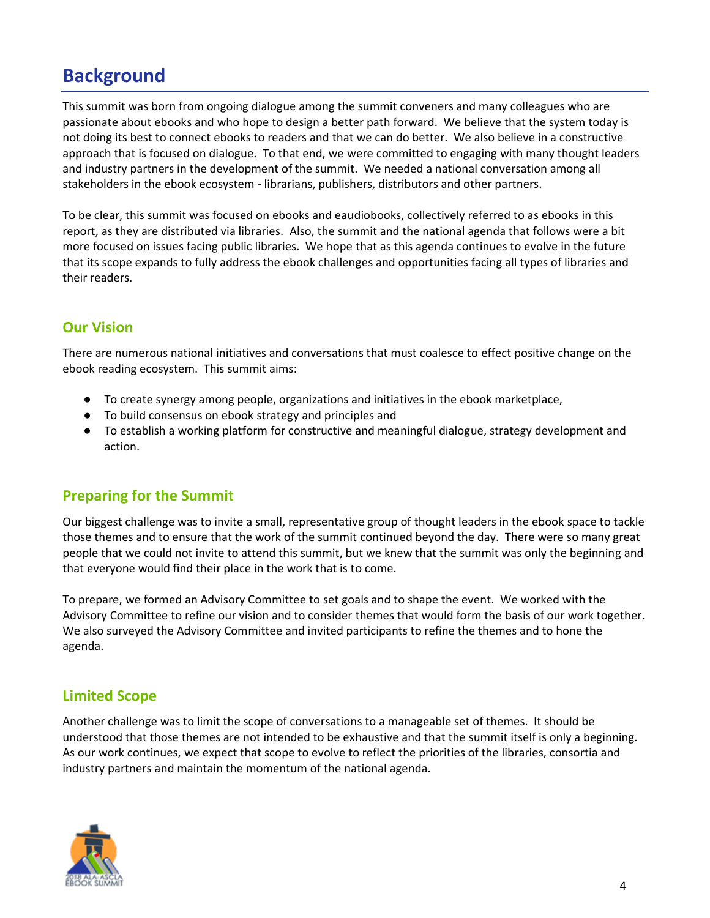# Background

This summit was born from ongoing dialogue among the summit conveners and many colleagues who are passionate about ebooks and who hope to design a better path forward. We believe that the system today is not doing its best to connect ebooks to readers and that we can do better. We also believe in a constructive approach that is focused on dialogue. To that end, we were committed to engaging with many thought leaders and industry partners in the development of the summit. We needed a national conversation among all stakeholders in the ebook ecosystem - librarians, publishers, distributors and other partners.

To be clear, this summit was focused on ebooks and eaudiobooks, collectively referred to as ebooks in this report, as they are distributed via libraries. Also, the summit and the national agenda that follows were a bit more focused on issues facing public libraries. We hope that as this agenda continues to evolve in the future that its scope expands to fully address the ebook challenges and opportunities facing all types of libraries and their readers.

## Our Vision

There are numerous national initiatives and conversations that must coalesce to effect positive change on the ebook reading ecosystem. This summit aims:

- To create synergy among people, organizations and initiatives in the ebook marketplace,
- To build consensus on ebook strategy and principles and
- To establish a working platform for constructive and meaningful dialogue, strategy development and action.

## Preparing for the Summit

Our biggest challenge was to invite a small, representative group of thought leaders in the ebook space to tackle those themes and to ensure that the work of the summit continued beyond the day. There were so many great people that we could not invite to attend this summit, but we knew that the summit was only the beginning and that everyone would find their place in the work that is to come.

To prepare, we formed an Advisory Committee to set goals and to shape the event. We worked with the Advisory Committee to refine our vision and to consider themes that would form the basis of our work together. We also surveyed the Advisory Committee and invited participants to refine the themes and to hone the agenda.

## Limited Scope

Another challenge was to limit the scope of conversations to a manageable set of themes. It should be understood that those themes are not intended to be exhaustive and that the summit itself is only a beginning. As our work continues, we expect that scope to evolve to reflect the priorities of the libraries, consortia and industry partners and maintain the momentum of the national agenda.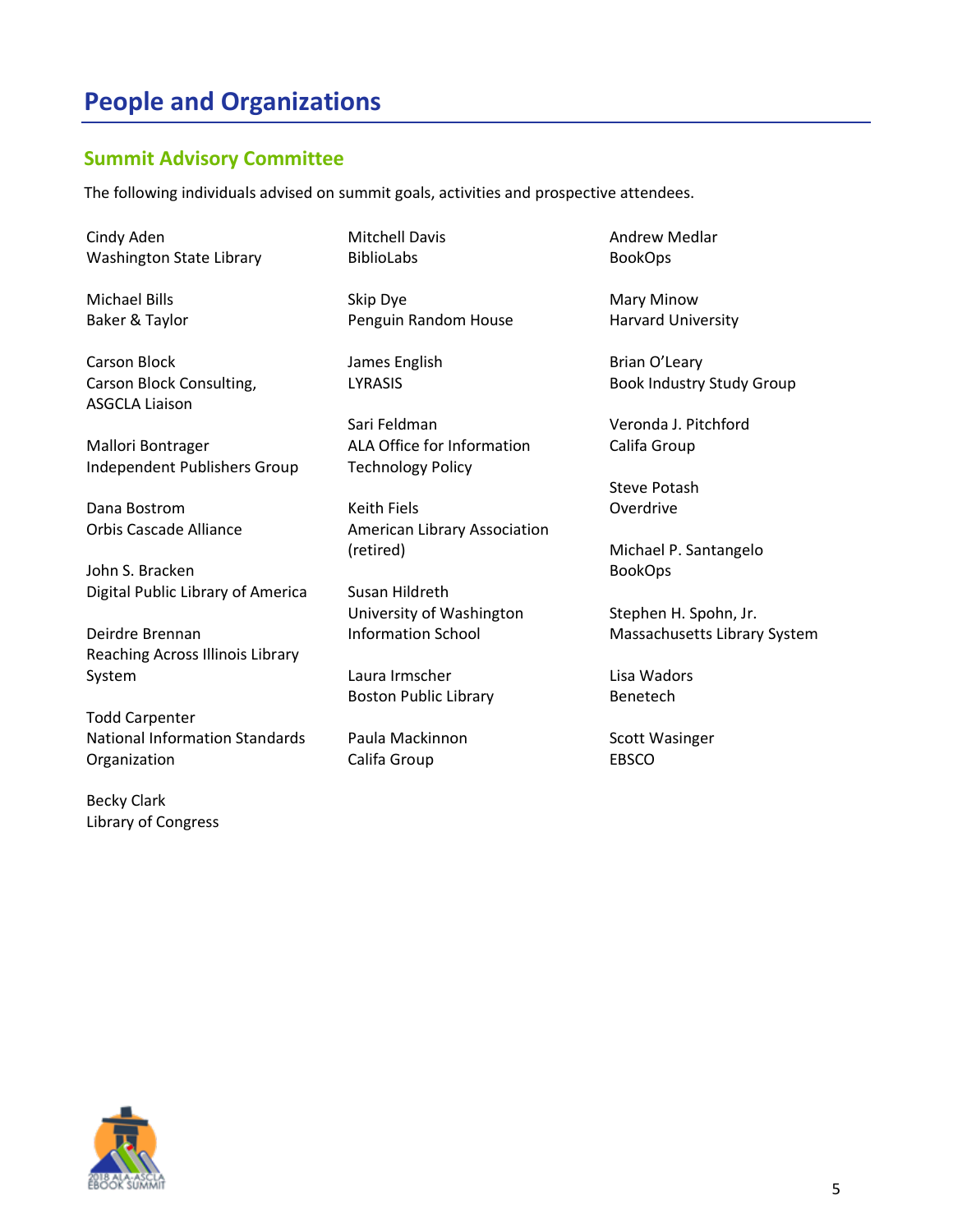# People and Organizations

## Summit Advisory Committee

The following individuals advised on summit goals, activities and prospective attendees.

Cindy Aden
Washington State Library

Michael Bills
Baker & Taylor

Carson Block
Carson Block Consulting,
ASGCLA Liaison

Mallori Bontrager
Independent Publishers Group

Dana Bostrom
Orbis Cascade Alliance

John S. Bracken
Digital Public Library of America

Deirdre Brennan
Reaching Across Illinois Library System

Todd Carpenter
National Information Standards Organization

Becky Clark
Library of Congress

Mitchell Davis
BiblioLabs

Skip Dye
Penguin Random House

James English
LYRASIS

Sari Feldman
ALA Office for Information Technology Policy

Keith Fiels
American Library Association (retired)

Susan Hildreth
University of Washington Information School

Laura Irmscher
Boston Public Library

Paula Mackinnon
Califa Group

Andrew Medlar
BookOps

Mary Minow
Harvard University

Brian O'Leary
Book Industry Study Group

Veronda J. Pitchford
Califa Group

Steve Potash
Overdrive

Michael P. Santangelo
BookOps

Stephen H. Spohn, Jr.
Massachusetts Library System

Lisa Wadors
Benetech

Scott Wasinger
EBSCO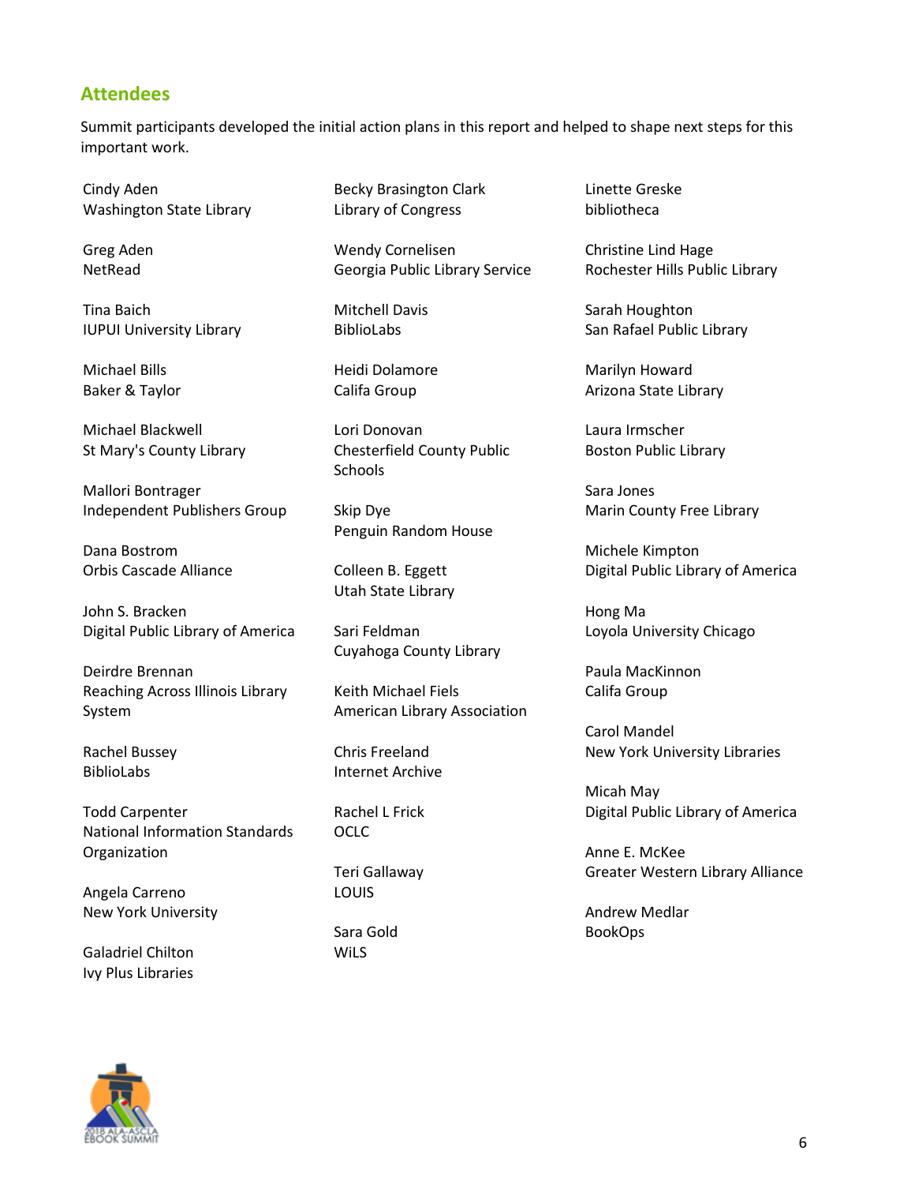## Attendees

Summit participants developed the initial action plans in this report and helped to shape next steps for this important work.

Cindy Aden
Washington State Library

Greg Aden
NetRead

Tina Baich
IUPUI University Library

Michael Bills
Baker & Taylor

Michael Blackwell
St Mary's County Library

Mallori Bontrager
Independent Publishers Group

Dana Bostrom
Orbis Cascade Alliance

John S. Bracken
Digital Public Library of America

Deirdre Brennan
Reaching Across Illinois Library System

Rachel Bussey
BiblioLabs

Todd Carpenter
National Information Standards Organization

Angela Carreno
New York University

Galadriel Chilton
Ivy Plus Libraries

Becky Brasington Clark
Library of Congress

Wendy Cornelisen
Georgia Public Library Service

Mitchell Davis
BiblioLabs

Heidi Dolamore
Califa Group

Lori Donovan
Chesterfield County Public Schools

Skip Dye
Penguin Random House

Colleen B. Eggett
Utah State Library

Sari Feldman
Cuyahoga County Library

Keith Michael Fiels
American Library Association

Chris Freeland
Internet Archive

Rachel L Frick
OCLC

Teri Gallaway
LOUIS

Sara Gold
WiLS

Linette Greske
bibliotheca

Christine Lind Hage
Rochester Hills Public Library

Sarah Houghton
San Rafael Public Library

Marilyn Howard
Arizona State Library

Laura Irmscher
Boston Public Library

Sara Jones
Marin County Free Library

Michele Kimpton
Digital Public Library of America

Hong Ma
Loyola University Chicago

Paula MacKinnon
Califa Group

Carol Mandel
New York University Libraries

Micah May
Digital Public Library of America

Anne E. McKee
Greater Western Library Alliance

Andrew Medlar
BookOps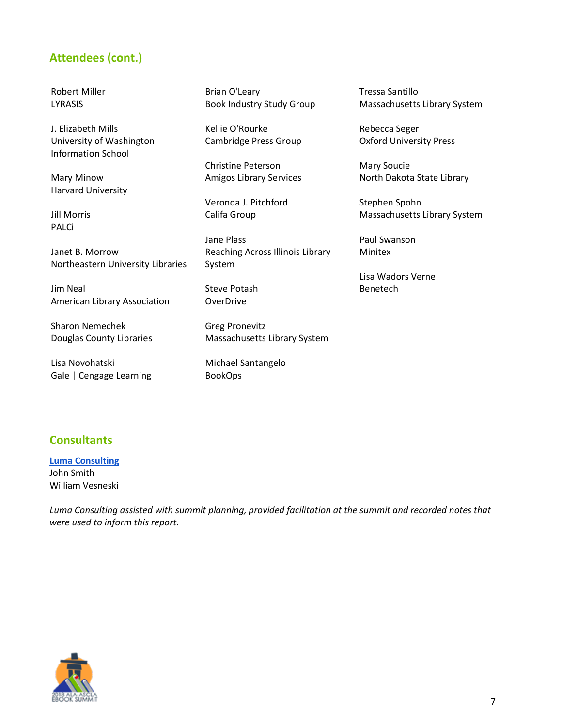## Attendees (cont.)

Robert Miller
LYRASIS

J. Elizabeth Mills
University of Washington Information School

Mary Minow
Harvard University

Jill Morris
PALCi

Janet B. Morrow
Northeastern University Libraries

Jim Neal
American Library Association

Sharon Nemechek
Douglas County Libraries

Lisa Novohatski
Gale | Cengage Learning

Brian O'Leary
Book Industry Study Group

Kellie O'Rourke
Cambridge Press Group

Christine Peterson
Amigos Library Services

Veronda J. Pitchford
Califa Group

Jane Plass
Reaching Across Illinois Library System

Steve Potash
OverDrive

Greg Pronevitz
Massachusetts Library System

Michael Santangelo
BookOps

Tressa Santillo
Massachusetts Library System

Rebecca Seger
Oxford University Press

Mary Soucie
North Dakota State Library

Stephen Spohn
Massachusetts Library System

Paul Swanson
Minitex

Lisa Wadors Verne
Benetech

## Consultants

**Luma Consulting**
John Smith
William Vesneski

*Luma Consulting assisted with summit planning, provided facilitation at the summit and recorded notes that were used to inform this report.*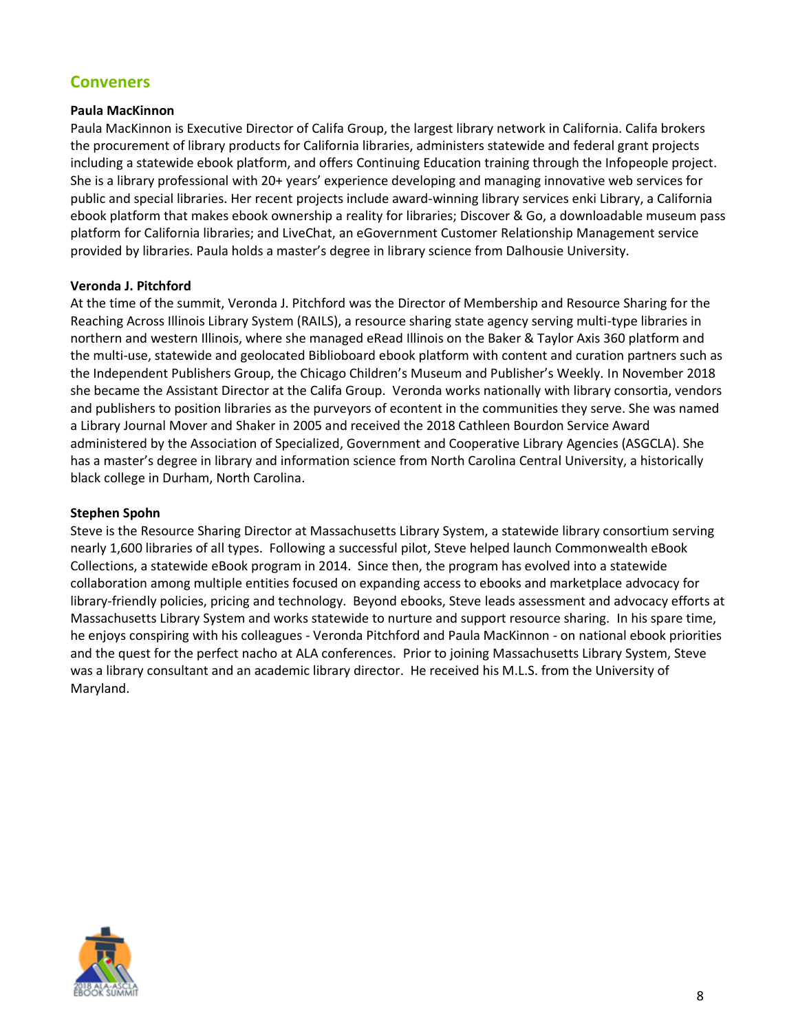## Conveners

**Paula MacKinnon**

Paula MacKinnon is Executive Director of Califa Group, the largest library network in California. Califa brokers the procurement of library products for California libraries, administers statewide and federal grant projects including a statewide ebook platform, and offers Continuing Education training through the Infopeople project. She is a library professional with 20+ years' experience developing and managing innovative web services for public and special libraries. Her recent projects include award-winning library services enki Library, a California ebook platform that makes ebook ownership a reality for libraries; Discover & Go, a downloadable museum pass platform for California libraries; and LiveChat, an eGovernment Customer Relationship Management service provided by libraries. Paula holds a master's degree in library science from Dalhousie University.

**Veronda J. Pitchford**

At the time of the summit, Veronda J. Pitchford was the Director of Membership and Resource Sharing for the Reaching Across Illinois Library System (RAILS), a resource sharing state agency serving multi-type libraries in northern and western Illinois, where she managed eRead Illinois on the Baker & Taylor Axis 360 platform and the multi-use, statewide and geolocated Biblioboard ebook platform with content and curation partners such as the Independent Publishers Group, the Chicago Children's Museum and Publisher's Weekly. In November 2018 she became the Assistant Director at the Califa Group. Veronda works nationally with library consortia, vendors and publishers to position libraries as the purveyors of econtent in the communities they serve. She was named a Library Journal Mover and Shaker in 2005 and received the 2018 Cathleen Bourdon Service Award administered by the Association of Specialized, Government and Cooperative Library Agencies (ASGCLA). She has a master's degree in library and information science from North Carolina Central University, a historically black college in Durham, North Carolina.

**Stephen Spohn**

Steve is the Resource Sharing Director at Massachusetts Library System, a statewide library consortium serving nearly 1,600 libraries of all types. Following a successful pilot, Steve helped launch Commonwealth eBook Collections, a statewide eBook program in 2014. Since then, the program has evolved into a statewide collaboration among multiple entities focused on expanding access to ebooks and marketplace advocacy for library-friendly policies, pricing and technology. Beyond ebooks, Steve leads assessment and advocacy efforts at Massachusetts Library System and works statewide to nurture and support resource sharing. In his spare time, he enjoys conspiring with his colleagues - Veronda Pitchford and Paula MacKinnon - on national ebook priorities and the quest for the perfect nacho at ALA conferences. Prior to joining Massachusetts Library System, Steve was a library consultant and an academic library director. He received his M.L.S. from the University of Maryland.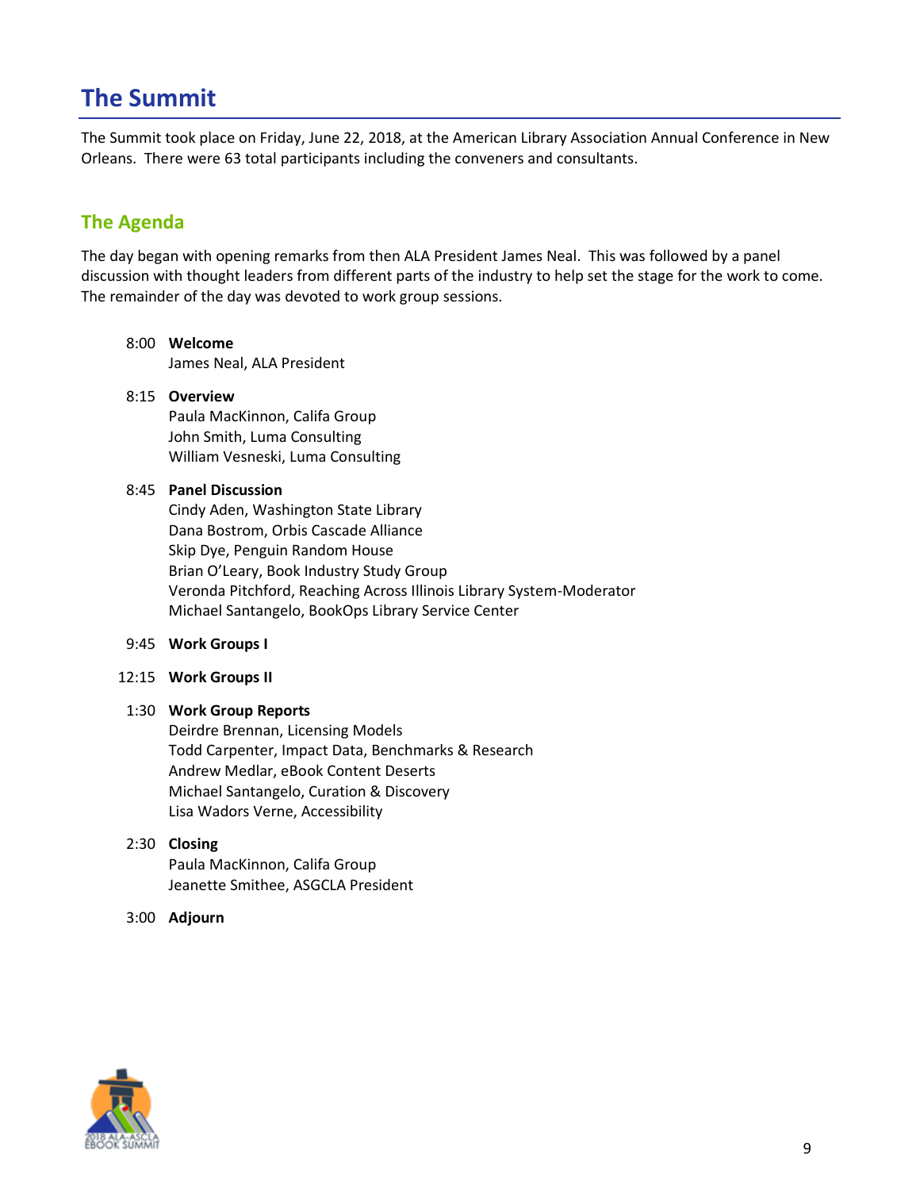# The Summit

The Summit took place on Friday, June 22, 2018, at the American Library Association Annual Conference in New Orleans. There were 63 total participants including the conveners and consultants.

## The Agenda

The day began with opening remarks from then ALA President James Neal. This was followed by a panel discussion with thought leaders from different parts of the industry to help set the stage for the work to come. The remainder of the day was devoted to work group sessions.

8:00 **Welcome**
James Neal, ALA President

8:15 **Overview**
Paula MacKinnon, Califa Group
John Smith, Luma Consulting
William Vesneski, Luma Consulting

8:45 **Panel Discussion**
Cindy Aden, Washington State Library
Dana Bostrom, Orbis Cascade Alliance
Skip Dye, Penguin Random House
Brian O'Leary, Book Industry Study Group
Veronda Pitchford, Reaching Across Illinois Library System-Moderator
Michael Santangelo, BookOps Library Service Center

9:45 **Work Groups I**

12:15 **Work Groups II**

1:30 **Work Group Reports**
Deirdre Brennan, Licensing Models
Todd Carpenter, Impact Data, Benchmarks & Research
Andrew Medlar, eBook Content Deserts
Michael Santangelo, Curation & Discovery
Lisa Wadors Verne, Accessibility

2:30 **Closing**
Paula MacKinnon, Califa Group
Jeanette Smithee, ASGCLA President

3:00 **Adjourn**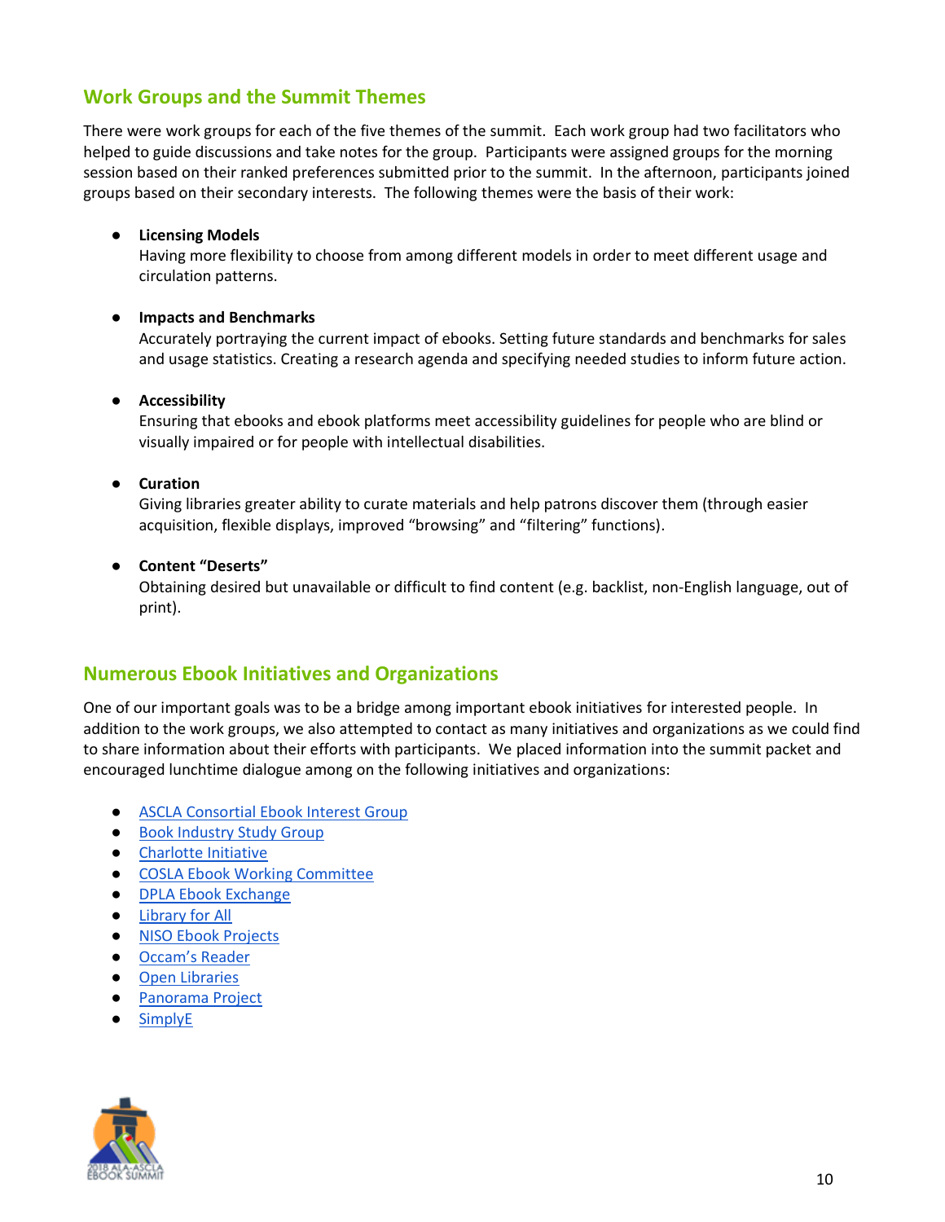## Work Groups and the Summit Themes

There were work groups for each of the five themes of the summit. Each work group had two facilitators who helped to guide discussions and take notes for the group. Participants were assigned groups for the morning session based on their ranked preferences submitted prior to the summit. In the afternoon, participants joined groups based on their secondary interests. The following themes were the basis of their work:

- **Licensing Models**
  Having more flexibility to choose from among different models in order to meet different usage and circulation patterns.

- **Impacts and Benchmarks**
  Accurately portraying the current impact of ebooks. Setting future standards and benchmarks for sales and usage statistics. Creating a research agenda and specifying needed studies to inform future action.

- **Accessibility**
  Ensuring that ebooks and ebook platforms meet accessibility guidelines for people who are blind or visually impaired or for people with intellectual disabilities.

- **Curation**
  Giving libraries greater ability to curate materials and help patrons discover them (through easier acquisition, flexible displays, improved "browsing" and "filtering" functions).

- **Content "Deserts"**
  Obtaining desired but unavailable or difficult to find content (e.g. backlist, non-English language, out of print).

## Numerous Ebook Initiatives and Organizations

One of our important goals was to be a bridge among important ebook initiatives for interested people. In addition to the work groups, we also attempted to contact as many initiatives and organizations as we could find to share information about their efforts with participants. We placed information into the summit packet and encouraged lunchtime dialogue among on the following initiatives and organizations:

- ASCLA Consortial Ebook Interest Group
- Book Industry Study Group
- Charlotte Initiative
- COSLA Ebook Working Committee
- DPLA Ebook Exchange
- Library for All
- NISO Ebook Projects
- Occam's Reader
- Open Libraries
- Panorama Project
- SimplyE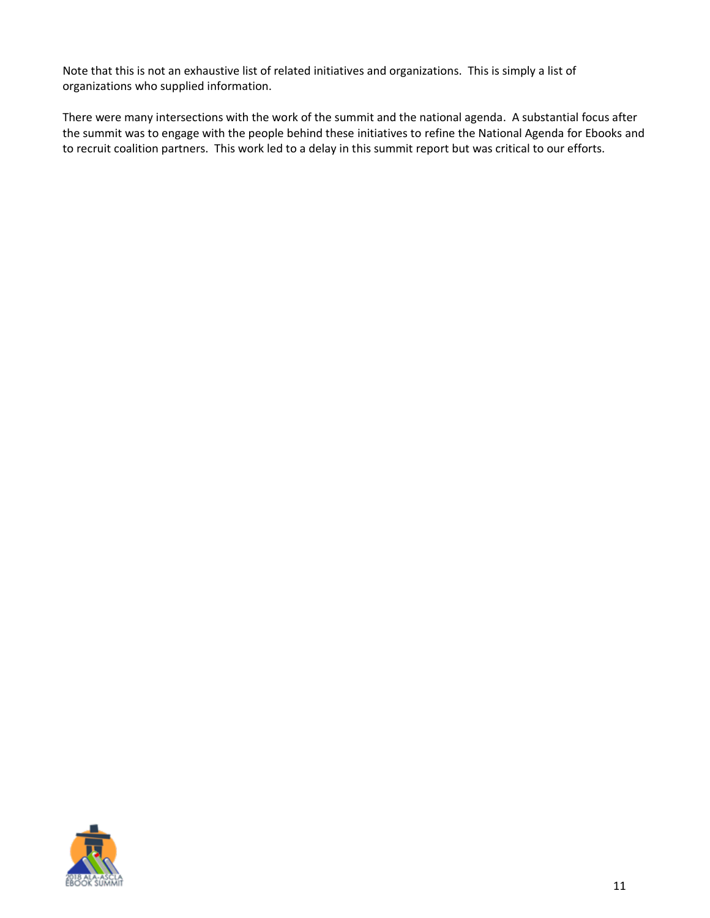Note that this is not an exhaustive list of related initiatives and organizations. This is simply a list of organizations who supplied information.

There were many intersections with the work of the summit and the national agenda. A substantial focus after the summit was to engage with the people behind these initiatives to refine the National Agenda for Ebooks and to recruit coalition partners. This work led to a delay in this summit report but was critical to our efforts.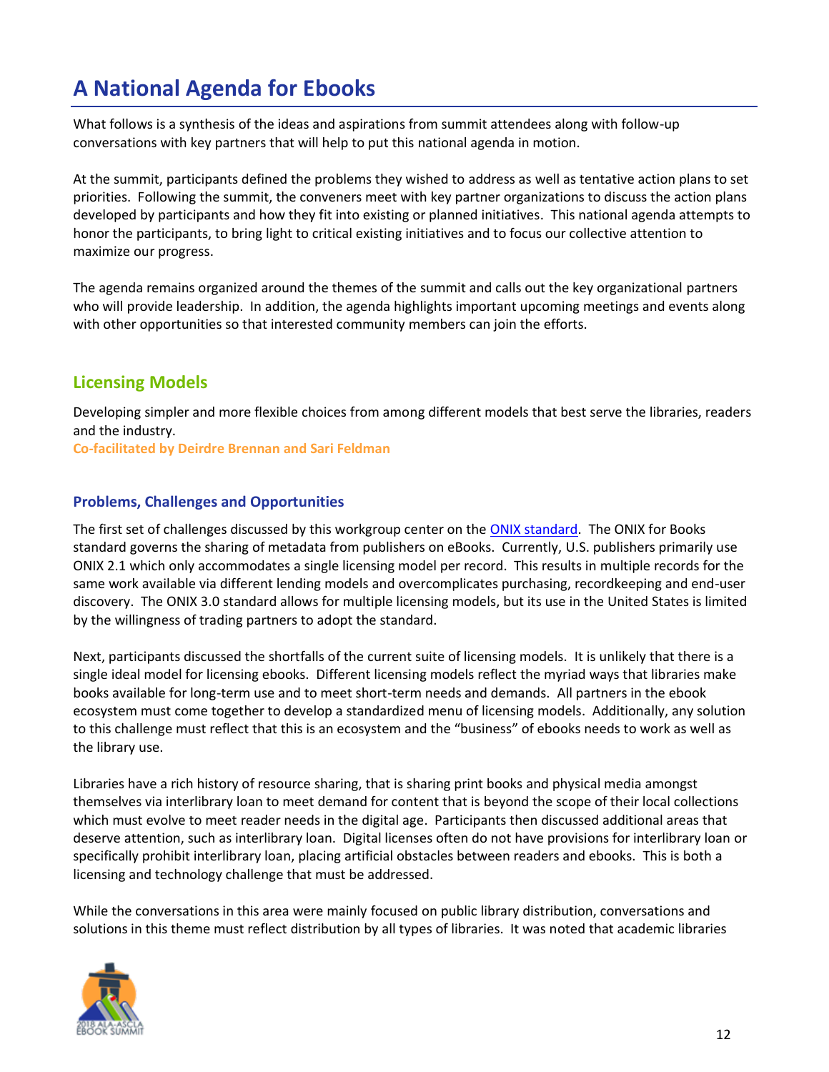# A National Agenda for Ebooks

What follows is a synthesis of the ideas and aspirations from summit attendees along with follow-up conversations with key partners that will help to put this national agenda in motion.

At the summit, participants defined the problems they wished to address as well as tentative action plans to set priorities. Following the summit, the conveners meet with key partner organizations to discuss the action plans developed by participants and how they fit into existing or planned initiatives. This national agenda attempts to honor the participants, to bring light to critical existing initiatives and to focus our collective attention to maximize our progress.

The agenda remains organized around the themes of the summit and calls out the key organizational partners who will provide leadership. In addition, the agenda highlights important upcoming meetings and events along with other opportunities so that interested community members can join the efforts.

## Licensing Models

Developing simpler and more flexible choices from among different models that best serve the libraries, readers and the industry.

**Co-facilitated by Deirdre Brennan and Sari Feldman**

### Problems, Challenges and Opportunities

The first set of challenges discussed by this workgroup center on the ONIX standard. The ONIX for Books standard governs the sharing of metadata from publishers on eBooks. Currently, U.S. publishers primarily use ONIX 2.1 which only accommodates a single licensing model per record. This results in multiple records for the same work available via different lending models and overcomplicates purchasing, recordkeeping and end-user discovery. The ONIX 3.0 standard allows for multiple licensing models, but its use in the United States is limited by the willingness of trading partners to adopt the standard.

Next, participants discussed the shortfalls of the current suite of licensing models. It is unlikely that there is a single ideal model for licensing ebooks. Different licensing models reflect the myriad ways that libraries make books available for long-term use and to meet short-term needs and demands. All partners in the ebook ecosystem must come together to develop a standardized menu of licensing models. Additionally, any solution to this challenge must reflect that this is an ecosystem and the "business" of ebooks needs to work as well as the library use.

Libraries have a rich history of resource sharing, that is sharing print books and physical media amongst themselves via interlibrary loan to meet demand for content that is beyond the scope of their local collections which must evolve to meet reader needs in the digital age. Participants then discussed additional areas that deserve attention, such as interlibrary loan. Digital licenses often do not have provisions for interlibrary loan or specifically prohibit interlibrary loan, placing artificial obstacles between readers and ebooks. This is both a licensing and technology challenge that must be addressed.

While the conversations in this area were mainly focused on public library distribution, conversations and solutions in this theme must reflect distribution by all types of libraries. It was noted that academic libraries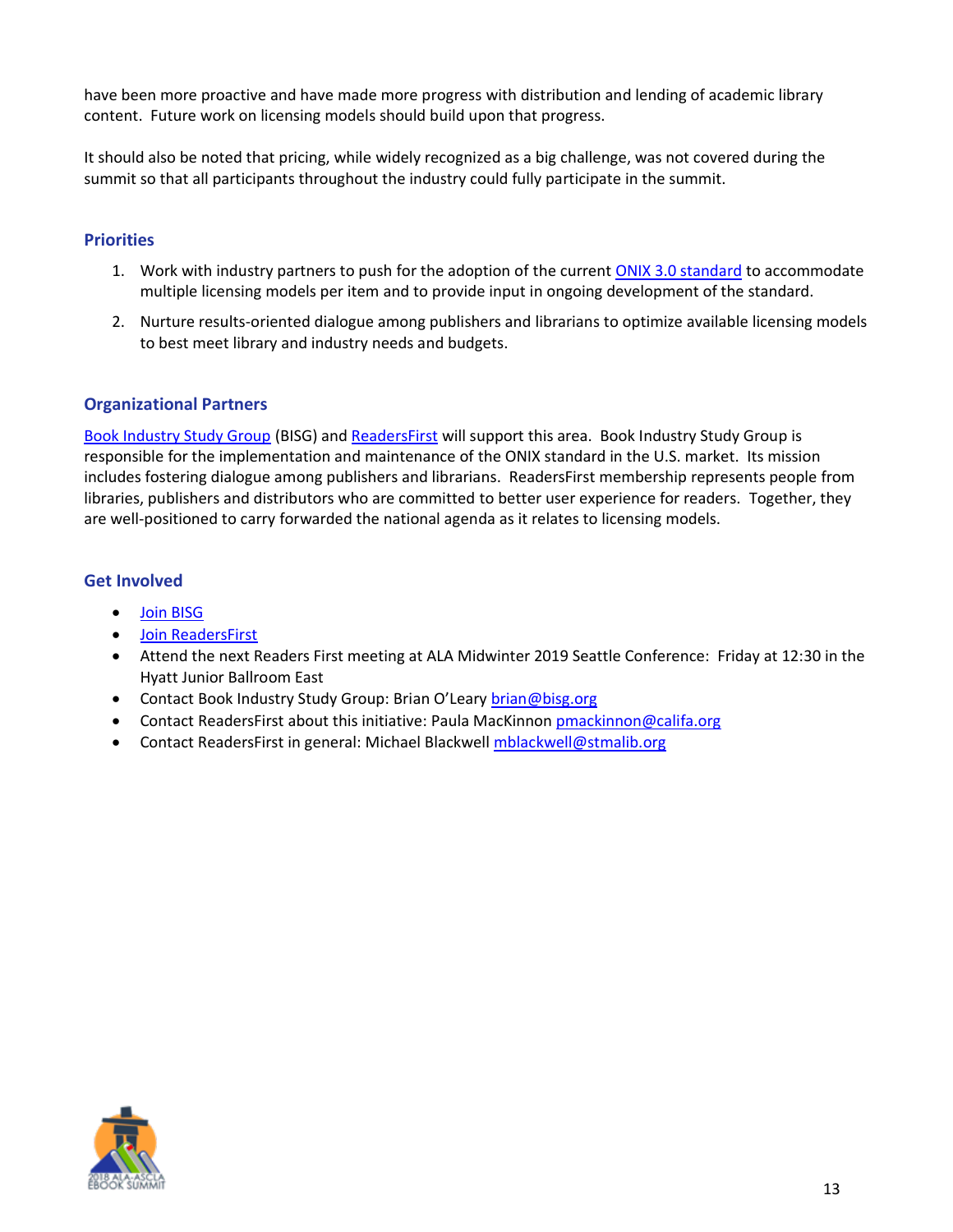have been more proactive and have made more progress with distribution and lending of academic library content. Future work on licensing models should build upon that progress.

It should also be noted that pricing, while widely recognized as a big challenge, was not covered during the summit so that all participants throughout the industry could fully participate in the summit.

### Priorities

1. Work with industry partners to push for the adoption of the current ONIX 3.0 standard to accommodate multiple licensing models per item and to provide input in ongoing development of the standard.
2. Nurture results-oriented dialogue among publishers and librarians to optimize available licensing models to best meet library and industry needs and budgets.

### Organizational Partners

Book Industry Study Group (BISG) and ReadersFirst will support this area. Book Industry Study Group is responsible for the implementation and maintenance of the ONIX standard in the U.S. market. Its mission includes fostering dialogue among publishers and librarians. ReadersFirst membership represents people from libraries, publishers and distributors who are committed to better user experience for readers. Together, they are well-positioned to carry forwarded the national agenda as it relates to licensing models.

### Get Involved

- Join BISG
- Join ReadersFirst
- Attend the next Readers First meeting at ALA Midwinter 2019 Seattle Conference: Friday at 12:30 in the Hyatt Junior Ballroom East
- Contact Book Industry Study Group: Brian O'Leary brian@bisg.org
- Contact ReadersFirst about this initiative: Paula MacKinnon pmackinnon@califa.org
- Contact ReadersFirst in general: Michael Blackwell mblackwell@stmalib.org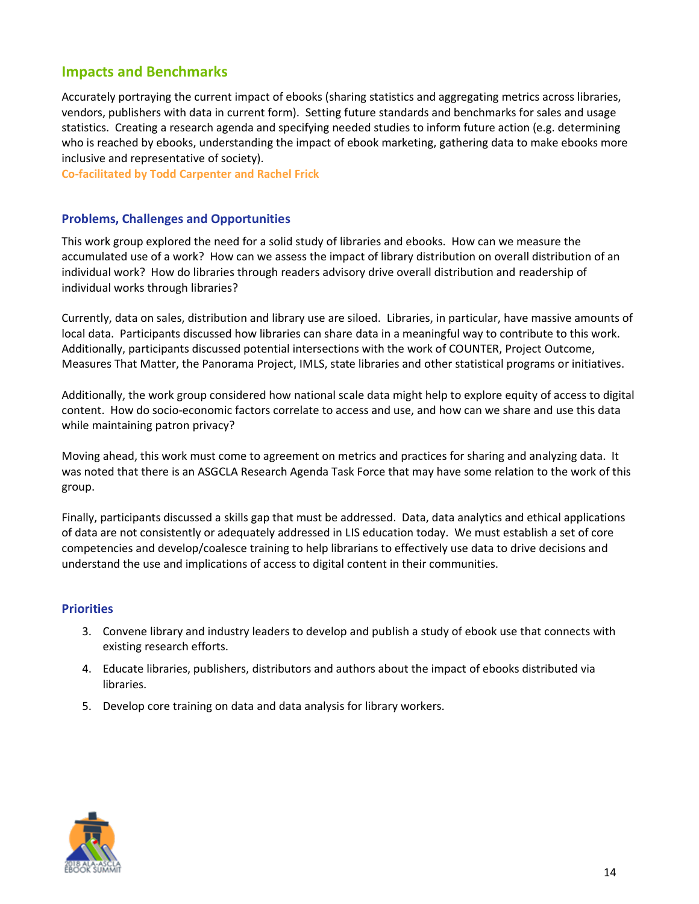## Impacts and Benchmarks

Accurately portraying the current impact of ebooks (sharing statistics and aggregating metrics across libraries, vendors, publishers with data in current form). Setting future standards and benchmarks for sales and usage statistics. Creating a research agenda and specifying needed studies to inform future action (e.g. determining who is reached by ebooks, understanding the impact of ebook marketing, gathering data to make ebooks more inclusive and representative of society).

**Co-facilitated by Todd Carpenter and Rachel Frick**

### Problems, Challenges and Opportunities

This work group explored the need for a solid study of libraries and ebooks. How can we measure the accumulated use of a work? How can we assess the impact of library distribution on overall distribution of an individual work? How do libraries through readers advisory drive overall distribution and readership of individual works through libraries?

Currently, data on sales, distribution and library use are siloed. Libraries, in particular, have massive amounts of local data. Participants discussed how libraries can share data in a meaningful way to contribute to this work. Additionally, participants discussed potential intersections with the work of COUNTER, Project Outcome, Measures That Matter, the Panorama Project, IMLS, state libraries and other statistical programs or initiatives.

Additionally, the work group considered how national scale data might help to explore equity of access to digital content. How do socio-economic factors correlate to access and use, and how can we share and use this data while maintaining patron privacy?

Moving ahead, this work must come to agreement on metrics and practices for sharing and analyzing data. It was noted that there is an ASGCLA Research Agenda Task Force that may have some relation to the work of this group.

Finally, participants discussed a skills gap that must be addressed. Data, data analytics and ethical applications of data are not consistently or adequately addressed in LIS education today. We must establish a set of core competencies and develop/coalesce training to help librarians to effectively use data to drive decisions and understand the use and implications of access to digital content in their communities.

### Priorities

3. Convene library and industry leaders to develop and publish a study of ebook use that connects with existing research efforts.
4. Educate libraries, publishers, distributors and authors about the impact of ebooks distributed via libraries.
5. Develop core training on data and data analysis for library workers.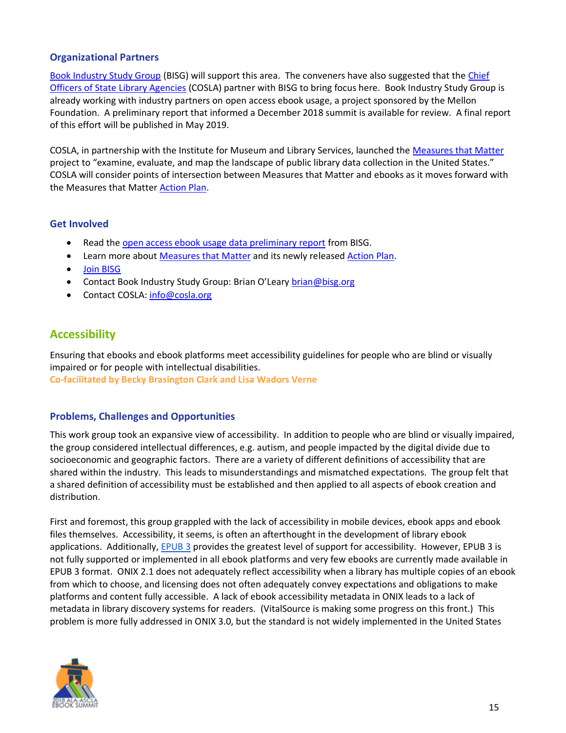### Organizational Partners

Book Industry Study Group (BISG) will support this area. The conveners have also suggested that the Chief Officers of State Library Agencies (COSLA) partner with BISG to bring focus here. Book Industry Study Group is already working with industry partners on open access ebook usage, a project sponsored by the Mellon Foundation. A preliminary report that informed a December 2018 summit is available for review. A final report of this effort will be published in May 2019.

COSLA, in partnership with the Institute for Museum and Library Services, launched the Measures that Matter project to "examine, evaluate, and map the landscape of public library data collection in the United States." COSLA will consider points of intersection between Measures that Matter and ebooks as it moves forward with the Measures that Matter Action Plan.

### Get Involved

- Read the open access ebook usage data preliminary report from BISG.
- Learn more about Measures that Matter and its newly released Action Plan.
- Join BISG
- Contact Book Industry Study Group: Brian O'Leary brian@bisg.org
- Contact COSLA: info@cosla.org

## Accessibility

Ensuring that ebooks and ebook platforms meet accessibility guidelines for people who are blind or visually impaired or for people with intellectual disabilities.

**Co-facilitated by Becky Brasington Clark and Lisa Wadors Verne**

### Problems, Challenges and Opportunities

This work group took an expansive view of accessibility. In addition to people who are blind or visually impaired, the group considered intellectual differences, e.g. autism, and people impacted by the digital divide due to socioeconomic and geographic factors. There are a variety of different definitions of accessibility that are shared within the industry. This leads to misunderstandings and mismatched expectations. The group felt that a shared definition of accessibility must be established and then applied to all aspects of ebook creation and distribution.

First and foremost, this group grappled with the lack of accessibility in mobile devices, ebook apps and ebook files themselves. Accessibility, it seems, is often an afterthought in the development of library ebook applications. Additionally, EPUB 3 provides the greatest level of support for accessibility. However, EPUB 3 is not fully supported or implemented in all ebook platforms and very few ebooks are currently made available in EPUB 3 format. ONIX 2.1 does not adequately reflect accessibility when a library has multiple copies of an ebook from which to choose, and licensing does not often adequately convey expectations and obligations to make platforms and content fully accessible. A lack of ebook accessibility metadata in ONIX leads to a lack of metadata in library discovery systems for readers. (VitalSource is making some progress on this front.) This problem is more fully addressed in ONIX 3.0, but the standard is not widely implemented in the United States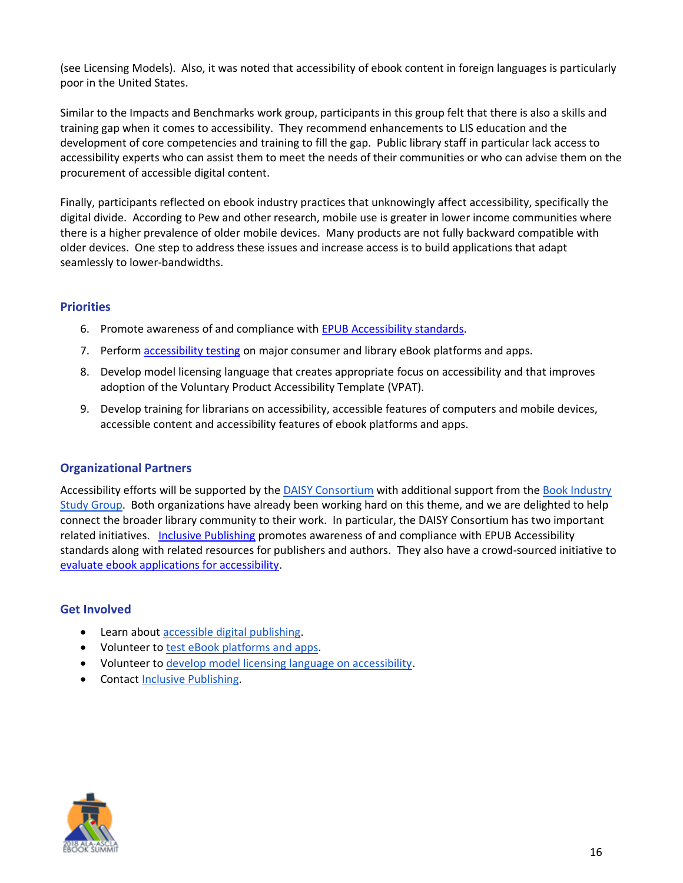(see Licensing Models). Also, it was noted that accessibility of ebook content in foreign languages is particularly poor in the United States.

Similar to the Impacts and Benchmarks work group, participants in this group felt that there is also a skills and training gap when it comes to accessibility. They recommend enhancements to LIS education and the development of core competencies and training to fill the gap. Public library staff in particular lack access to accessibility experts who can assist them to meet the needs of their communities or who can advise them on the procurement of accessible digital content.

Finally, participants reflected on ebook industry practices that unknowingly affect accessibility, specifically the digital divide. According to Pew and other research, mobile use is greater in lower income communities where there is a higher prevalence of older mobile devices. Many products are not fully backward compatible with older devices. One step to address these issues and increase access is to build applications that adapt seamlessly to lower-bandwidths.

### Priorities

6. Promote awareness of and compliance with EPUB Accessibility standards.
7. Perform accessibility testing on major consumer and library eBook platforms and apps.
8. Develop model licensing language that creates appropriate focus on accessibility and that improves adoption of the Voluntary Product Accessibility Template (VPAT).
9. Develop training for librarians on accessibility, accessible features of computers and mobile devices, accessible content and accessibility features of ebook platforms and apps.

### Organizational Partners

Accessibility efforts will be supported by the DAISY Consortium with additional support from the Book Industry Study Group. Both organizations have already been working hard on this theme, and we are delighted to help connect the broader library community to their work. In particular, the DAISY Consortium has two important related initiatives. Inclusive Publishing promotes awareness of and compliance with EPUB Accessibility standards along with related resources for publishers and authors. They also have a crowd-sourced initiative to evaluate ebook applications for accessibility.

### Get Involved

- Learn about accessible digital publishing.
- Volunteer to test eBook platforms and apps.
- Volunteer to develop model licensing language on accessibility.
- Contact Inclusive Publishing.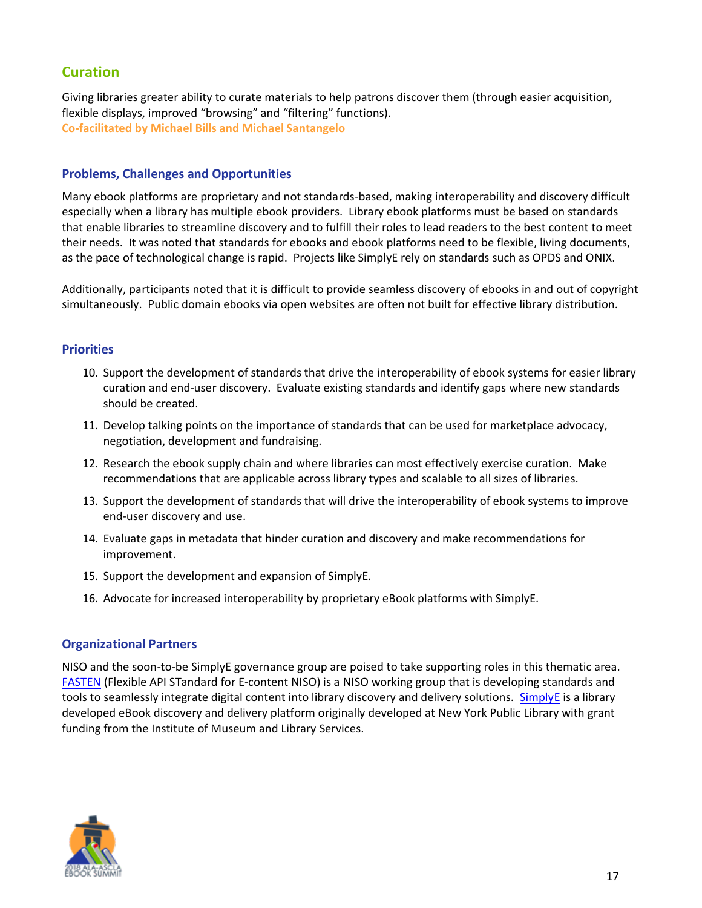## Curation

Giving libraries greater ability to curate materials to help patrons discover them (through easier acquisition, flexible displays, improved "browsing" and "filtering" functions).

**Co-facilitated by Michael Bills and Michael Santangelo**

### Problems, Challenges and Opportunities

Many ebook platforms are proprietary and not standards-based, making interoperability and discovery difficult especially when a library has multiple ebook providers. Library ebook platforms must be based on standards that enable libraries to streamline discovery and to fulfill their roles to lead readers to the best content to meet their needs. It was noted that standards for ebooks and ebook platforms need to be flexible, living documents, as the pace of technological change is rapid. Projects like SimplyE rely on standards such as OPDS and ONIX.

Additionally, participants noted that it is difficult to provide seamless discovery of ebooks in and out of copyright simultaneously. Public domain ebooks via open websites are often not built for effective library distribution.

### Priorities

10. Support the development of standards that drive the interoperability of ebook systems for easier library curation and end-user discovery. Evaluate existing standards and identify gaps where new standards should be created.
11. Develop talking points on the importance of standards that can be used for marketplace advocacy, negotiation, development and fundraising.
12. Research the ebook supply chain and where libraries can most effectively exercise curation. Make recommendations that are applicable across library types and scalable to all sizes of libraries.
13. Support the development of standards that will drive the interoperability of ebook systems to improve end-user discovery and use.
14. Evaluate gaps in metadata that hinder curation and discovery and make recommendations for improvement.
15. Support the development and expansion of SimplyE.
16. Advocate for increased interoperability by proprietary eBook platforms with SimplyE.

### Organizational Partners

NISO and the soon-to-be SimplyE governance group are poised to take supporting roles in this thematic area. FASTEN (Flexible API STandard for E-content NISO) is a NISO working group that is developing standards and tools to seamlessly integrate digital content into library discovery and delivery solutions. SimplyE is a library developed eBook discovery and delivery platform originally developed at New York Public Library with grant funding from the Institute of Museum and Library Services.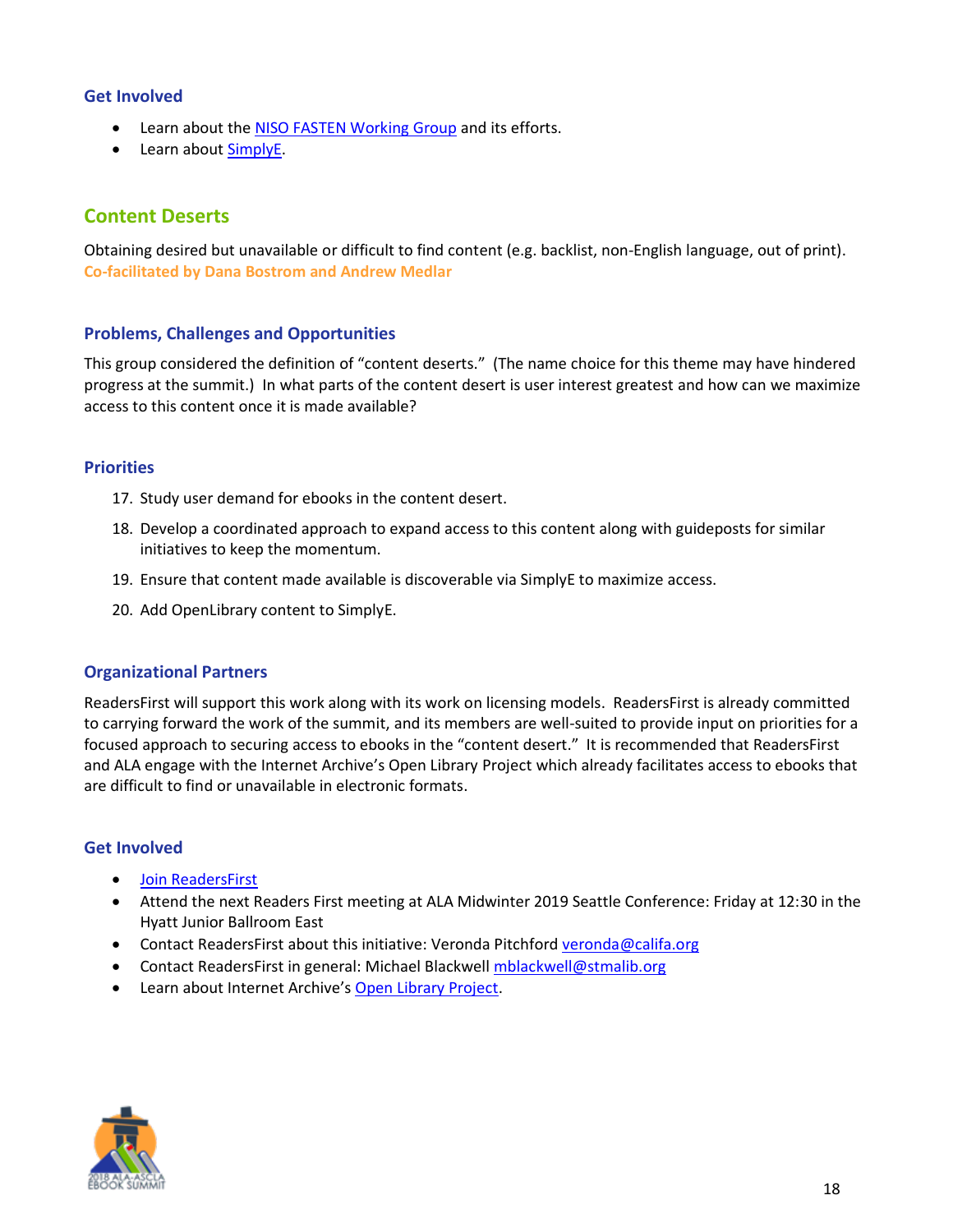### Get Involved

- Learn about the NISO FASTEN Working Group and its efforts.
- Learn about SimplyE.

## Content Deserts

Obtaining desired but unavailable or difficult to find content (e.g. backlist, non-English language, out of print).
**Co-facilitated by Dana Bostrom and Andrew Medlar**

### Problems, Challenges and Opportunities

This group considered the definition of "content deserts." (The name choice for this theme may have hindered progress at the summit.) In what parts of the content desert is user interest greatest and how can we maximize access to this content once it is made available?

### Priorities

17. Study user demand for ebooks in the content desert.
18. Develop a coordinated approach to expand access to this content along with guideposts for similar initiatives to keep the momentum.
19. Ensure that content made available is discoverable via SimplyE to maximize access.
20. Add OpenLibrary content to SimplyE.

### Organizational Partners

ReadersFirst will support this work along with its work on licensing models. ReadersFirst is already committed to carrying forward the work of the summit, and its members are well-suited to provide input on priorities for a focused approach to securing access to ebooks in the "content desert." It is recommended that ReadersFirst and ALA engage with the Internet Archive's Open Library Project which already facilitates access to ebooks that are difficult to find or unavailable in electronic formats.

### Get Involved

- Join ReadersFirst
- Attend the next Readers First meeting at ALA Midwinter 2019 Seattle Conference: Friday at 12:30 in the Hyatt Junior Ballroom East
- Contact ReadersFirst about this initiative: Veronda Pitchford veronda@califa.org
- Contact ReadersFirst in general: Michael Blackwell mblackwell@stmalib.org
- Learn about Internet Archive's Open Library Project.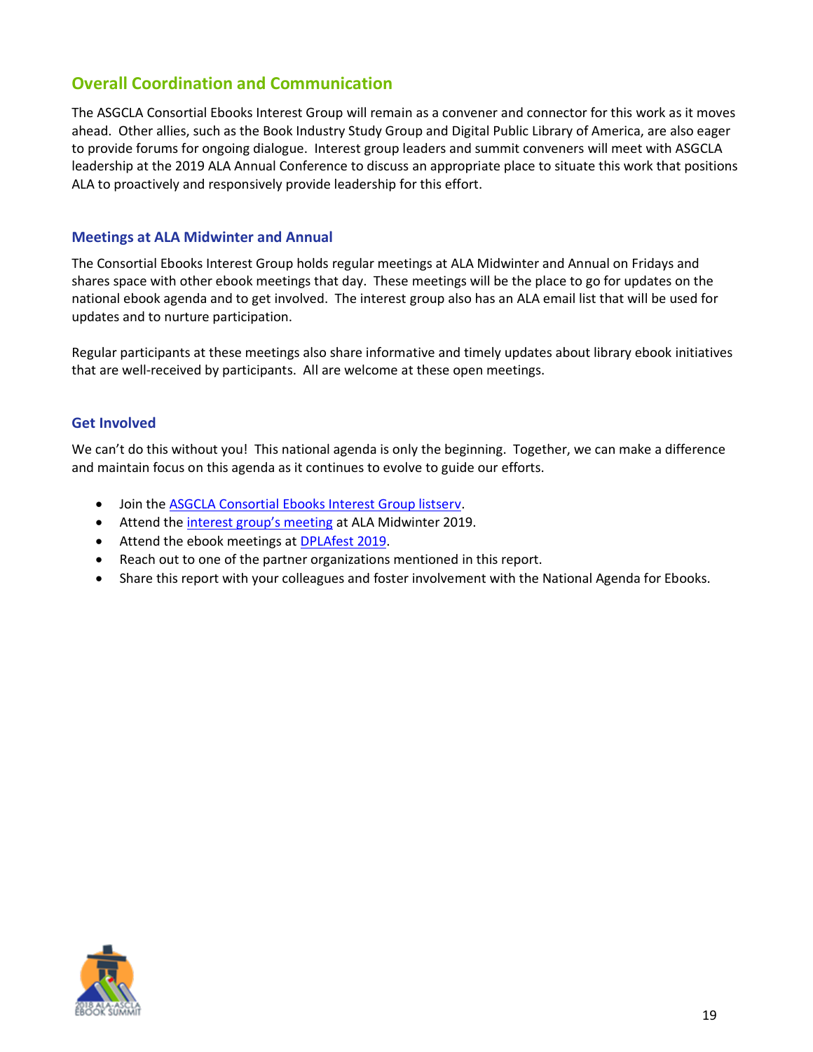## Overall Coordination and Communication

The ASGCLA Consortial Ebooks Interest Group will remain as a convener and connector for this work as it moves ahead. Other allies, such as the Book Industry Study Group and Digital Public Library of America, are also eager to provide forums for ongoing dialogue. Interest group leaders and summit conveners will meet with ASGCLA leadership at the 2019 ALA Annual Conference to discuss an appropriate place to situate this work that positions ALA to proactively and responsively provide leadership for this effort.

### Meetings at ALA Midwinter and Annual

The Consortial Ebooks Interest Group holds regular meetings at ALA Midwinter and Annual on Fridays and shares space with other ebook meetings that day. These meetings will be the place to go for updates on the national ebook agenda and to get involved. The interest group also has an ALA email list that will be used for updates and to nurture participation.

Regular participants at these meetings also share informative and timely updates about library ebook initiatives that are well-received by participants. All are welcome at these open meetings.

### Get Involved

We can't do this without you! This national agenda is only the beginning. Together, we can make a difference and maintain focus on this agenda as it continues to evolve to guide our efforts.

- Join the ASGCLA Consortial Ebooks Interest Group listserv.
- Attend the interest group's meeting at ALA Midwinter 2019.
- Attend the ebook meetings at DPLAfest 2019.
- Reach out to one of the partner organizations mentioned in this report.
- Share this report with your colleagues and foster involvement with the National Agenda for Ebooks.